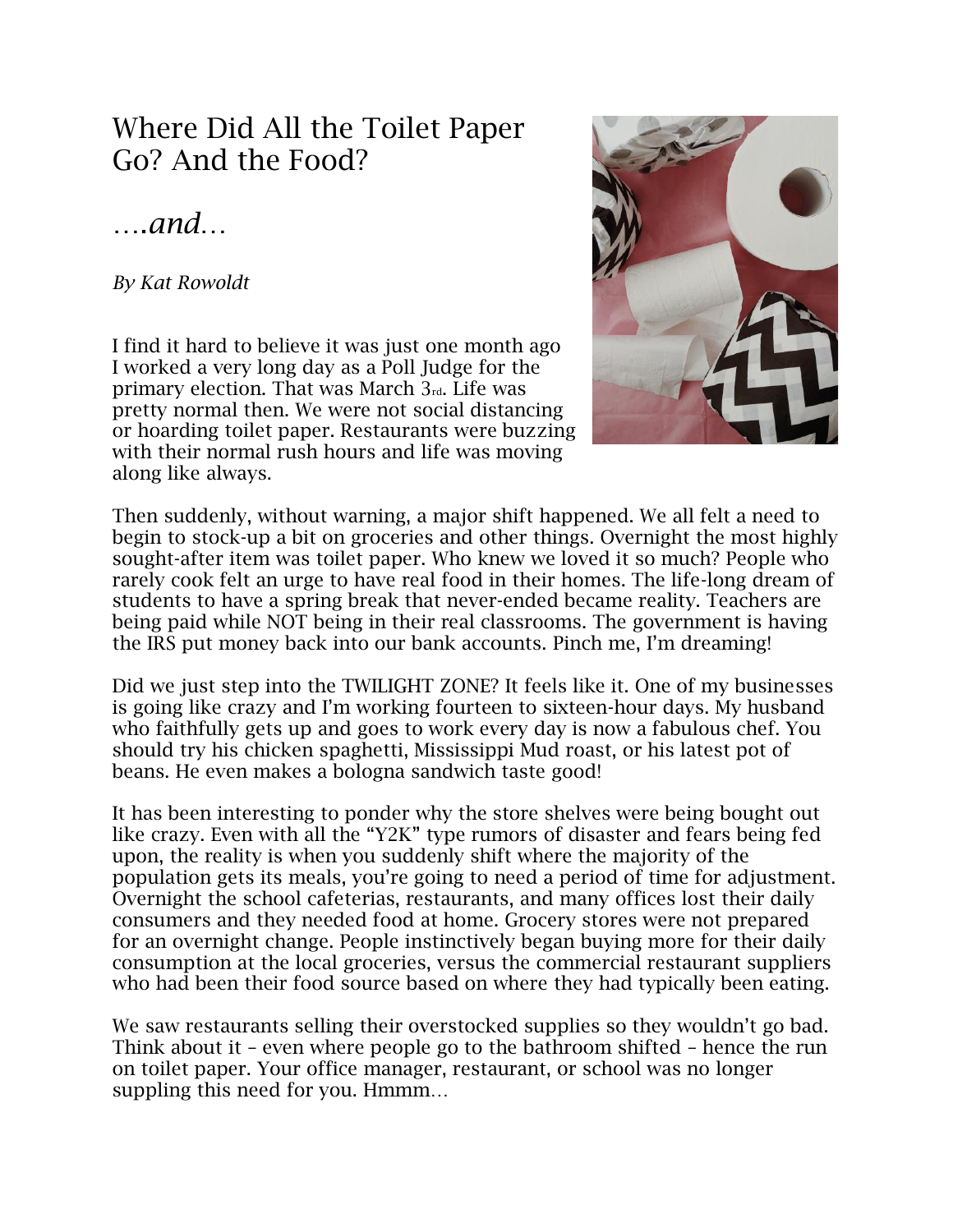# Where Did All the Toilet Paper Go? And the Food?

## *….and…*

*By Kat Rowoldt*

I find it hard to believe it was just one month ago I worked a very long day as a Poll Judge for the primary election. That was March 3rd. Life was pretty normal then. We were not social distancing or hoarding toilet paper. Restaurants were buzzing with their normal rush hours and life was moving along like always.

Then suddenly, without warning, a major shift happened. We all felt a need to begin to stock-up a bit on groceries and other things. Overnight the most highly sought-after item was toilet paper. Who knew we loved it so much? People who rarely cook felt an urge to have real food in their homes. The life-long dream of students to have a spring break that never-ended became reality. Teachers are being paid while NOT being in their real classrooms. The government is having the IRS put money back into our bank accounts. Pinch me, I'm dreaming!

Did we just step into the TWILIGHT ZONE? It feels like it. One of my businesses is going like crazy and I'm working fourteen to sixteen-hour days. My husband who faithfully gets up and goes to work every day is now a fabulous chef. You should try his chicken spaghetti, Mississippi Mud roast, or his latest pot of beans. He even makes a bologna sandwich taste good!

It has been interesting to ponder why the store shelves were being bought out like crazy. Even with all the "Y2K" type rumors of disaster and fears being fed upon, the reality is when you suddenly shift where the majority of the population gets its meals, you're going to need a period of time for adjustment. Overnight the school cafeterias, restaurants, and many offices lost their daily consumers and they needed food at home. Grocery stores were not prepared for an overnight change. People instinctively began buying more for their daily consumption at the local groceries, versus the commercial restaurant suppliers who had been their food source based on where they had typically been eating.

We saw restaurants selling their overstocked supplies so they wouldn't go bad. Think about it – even where people go to the bathroom shifted – hence the run on toilet paper. Your office manager, restaurant, or school was no longer suppling this need for you. Hmmm…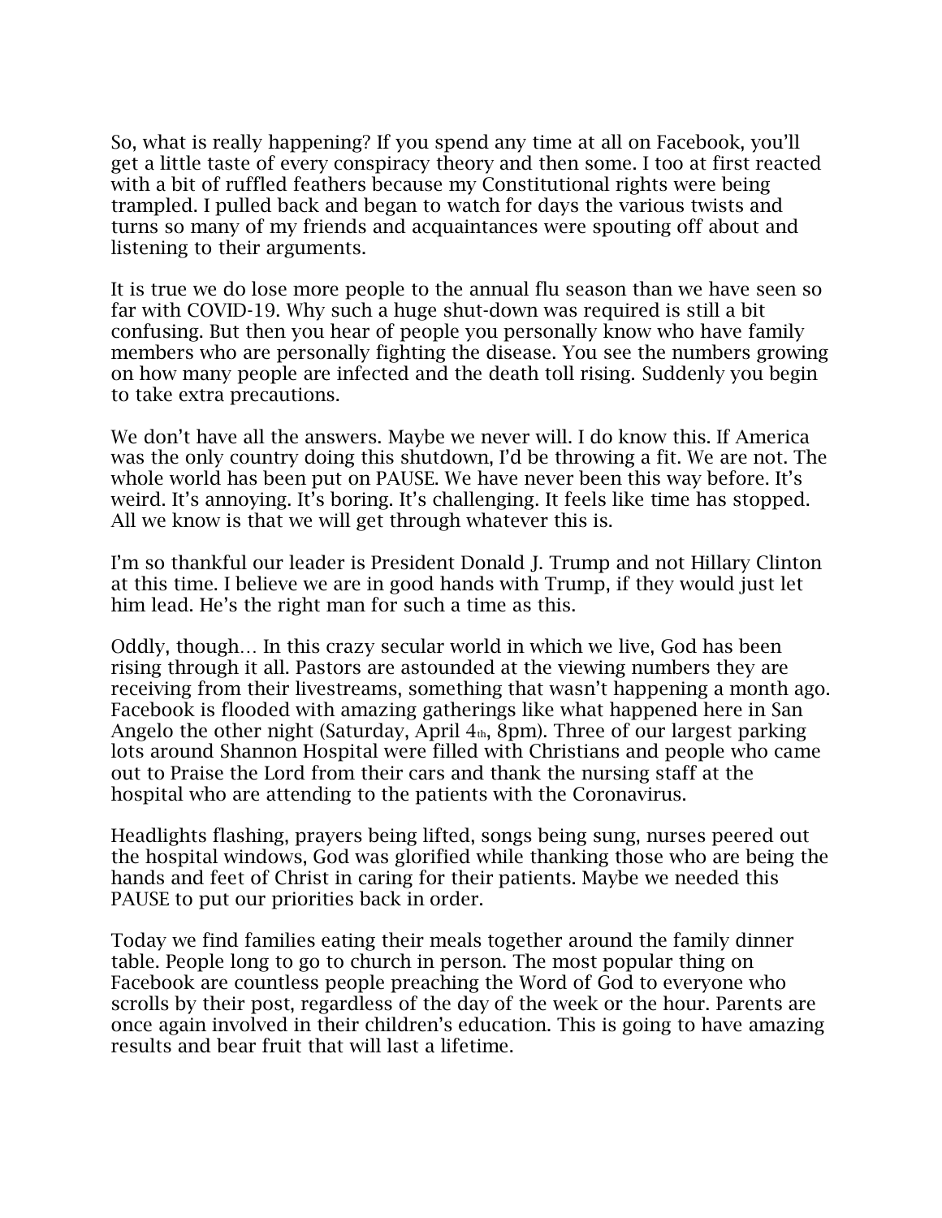So, what is really happening? If you spend any time at all on Facebook, you'll get a little taste of every conspiracy theory and then some. I too at first reacted with a bit of ruffled feathers because my Constitutional rights were being trampled. I pulled back and began to watch for days the various twists and turns so many of my friends and acquaintances were spouting off about and listening to their arguments.

It is true we do lose more people to the annual flu season than we have seen so far with COVID-19. Why such a huge shut-down was required is still a bit confusing. But then you hear of people you personally know who have family members who are personally fighting the disease. You see the numbers growing on how many people are infected and the death toll rising. Suddenly you begin to take extra precautions.

We don't have all the answers. Maybe we never will. I do know this. If America was the only country doing this shutdown, I'd be throwing a fit. We are not. The whole world has been put on PAUSE. We have never been this way before. It's weird. It's annoying. It's boring. It's challenging. It feels like time has stopped. All we know is that we will get through whatever this is.

I'm so thankful our leader is President Donald J. Trump and not Hillary Clinton at this time. I believe we are in good hands with Trump, if they would just let him lead. He's the right man for such a time as this.

Oddly, though… In this crazy secular world in which we live, God has been rising through it all. Pastors are astounded at the viewing numbers they are receiving from their livestreams, something that wasn't happening a month ago. Facebook is flooded with amazing gatherings like what happened here in San Angelo the other night (Saturday, April 4th, 8pm). Three of our largest parking lots around Shannon Hospital were filled with Christians and people who came out to Praise the Lord from their cars and thank the nursing staff at the hospital who are attending to the patients with the Coronavirus.

Headlights flashing, prayers being lifted, songs being sung, nurses peered out the hospital windows, God was glorified while thanking those who are being the hands and feet of Christ in caring for their patients. Maybe we needed this PAUSE to put our priorities back in order.

Today we find families eating their meals together around the family dinner table. People long to go to church in person. The most popular thing on Facebook are countless people preaching the Word of God to everyone who scrolls by their post, regardless of the day of the week or the hour. Parents are once again involved in their children's education. This is going to have amazing results and bear fruit that will last a lifetime.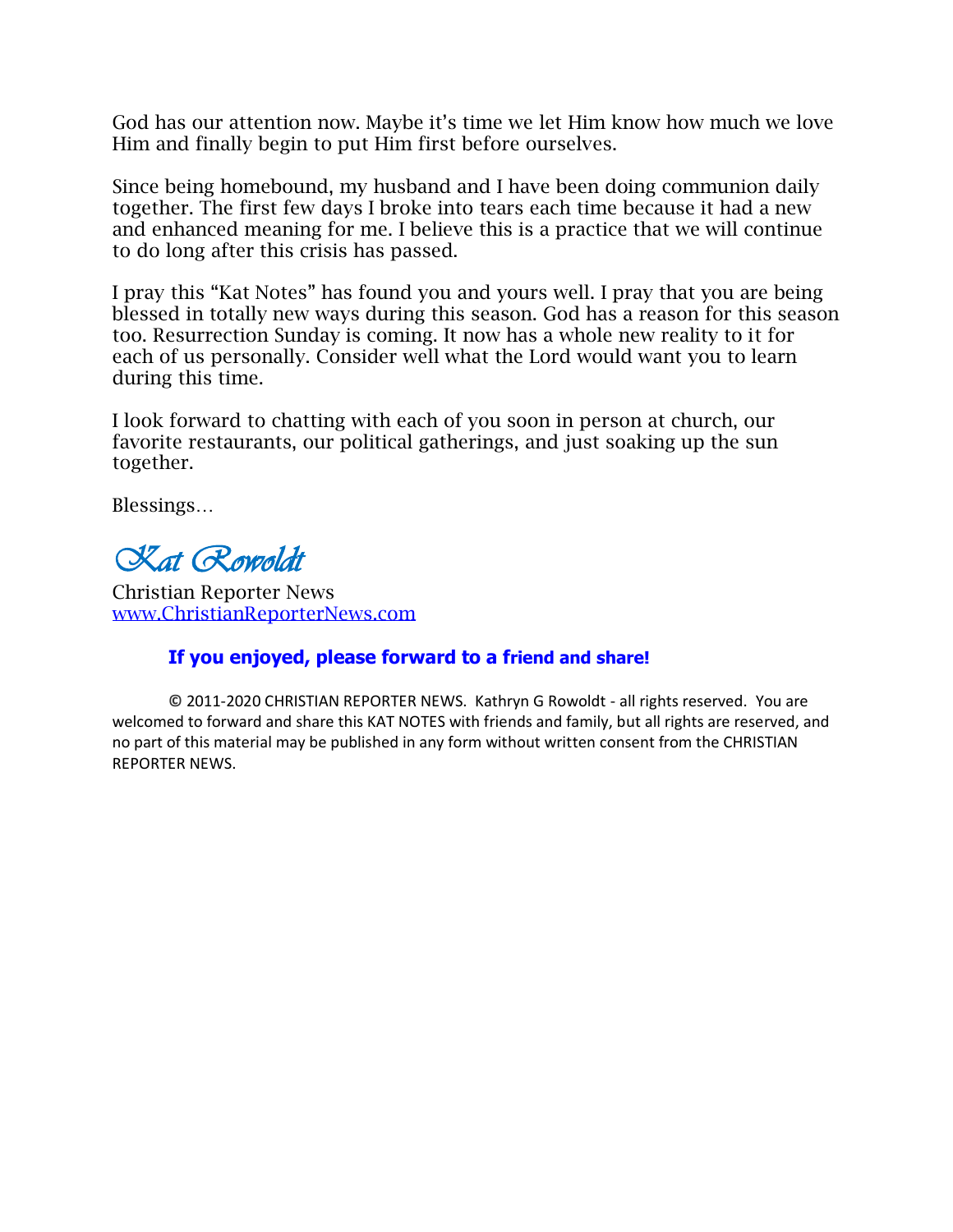God has our attention now. Maybe it's time we let Him know how much we love Him and finally begin to put Him first before ourselves.

Since being homebound, my husband and I have been doing communion daily together. The first few days I broke into tears each time because it had a new and enhanced meaning for me. I believe this is a practice that we will continue to do long after this crisis has passed.

I pray this "Kat Notes" has found you and yours well. I pray that you are being blessed in totally new ways during this season. God has a reason for this season too. Resurrection Sunday is coming. It now has a whole new reality to it for each of us personally. Consider well what the Lord would want you to learn during this time.

I look forward to chatting with each of you soon in person at church, our favorite restaurants, our political gatherings, and just soaking up the sun together.

Blessings…

*Kat Rowoldt*

Christian Reporter News
[www.ChristianReporterNews.com](http://www.ChristianReporterNews.com)

**If you enjoyed, please forward to a friend and share!**

© 2011-2020 CHRISTIAN REPORTER NEWS. Kathryn G Rowoldt - all rights reserved. You are welcomed to forward and share this KAT NOTES with friends and family, but all rights are reserved, and no part of this material may be published in any form without written consent from the CHRISTIAN REPORTER NEWS.